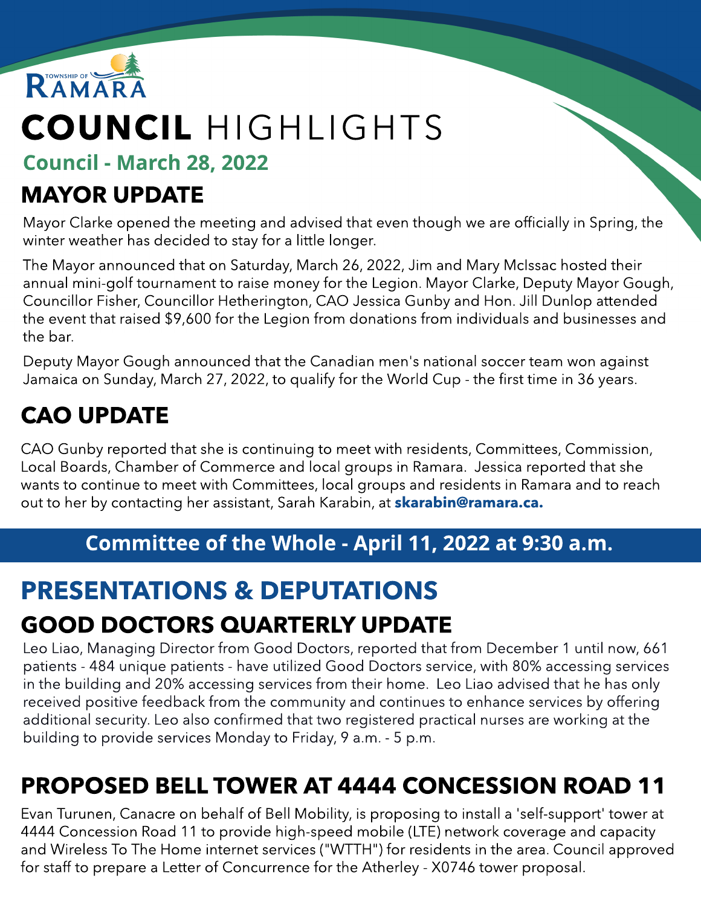TOWNSHIP OF RAMARA

# COUNCIL HIGHLIGHTS

## Council - March 28, 2022

## MAYOR UPDATE

Mayor Clarke opened the meeting and advised that even though we are officially in Spring, the winter weather has decided to stay for a little longer.

The Mayor announced that on Saturday, March 26, 2022, Jim and Mary McIssac hosted their annual mini-golf tournament to raise money for the Legion. Mayor Clarke, Deputy Mayor Gough, Councillor Fisher, Councillor Hetherington, CAO Jessica Gunby and Hon. Jill Dunlop attended the event that raised $9,600 for the Legion from donations from individuals and businesses and the bar.

Deputy Mayor Gough announced that the Canadian men's national soccer team won against Jamaica on Sunday, March 27, 2022, to qualify for the World Cup - the first time in 36 years.

## CAO UPDATE

CAO Gunby reported that she is continuing to meet with residents, Committees, Commission, Local Boards, Chamber of Commerce and local groups in Ramara. Jessica reported that she wants to continue to meet with Committees, local groups and residents in Ramara and to reach out to her by contacting her assistant, Sarah Karabin, at **skarabin@ramara.ca.**

## Committee of the Whole - April 11, 2022 at 9:30 a.m.

## PRESENTATIONS & DEPUTATIONS

### GOOD DOCTORS QUARTERLY UPDATE

Leo Liao, Managing Director from Good Doctors, reported that from December 1 until now, 661 patients - 484 unique patients - have utilized Good Doctors service, with 80% accessing services in the building and 20% accessing services from their home. Leo Liao advised that he has only received positive feedback from the community and continues to enhance services by offering additional security. Leo also confirmed that two registered practical nurses are working at the building to provide services Monday to Friday, 9 a.m. - 5 p.m.

### PROPOSED BELL TOWER AT 4444 CONCESSION ROAD 11

Evan Turunen, Canacre on behalf of Bell Mobility, is proposing to install a 'self-support' tower at 4444 Concession Road 11 to provide high-speed mobile (LTE) network coverage and capacity and Wireless To The Home internet services ("WTTH") for residents in the area. Council approved for staff to prepare a Letter of Concurrence for the Atherley - X0746 tower proposal.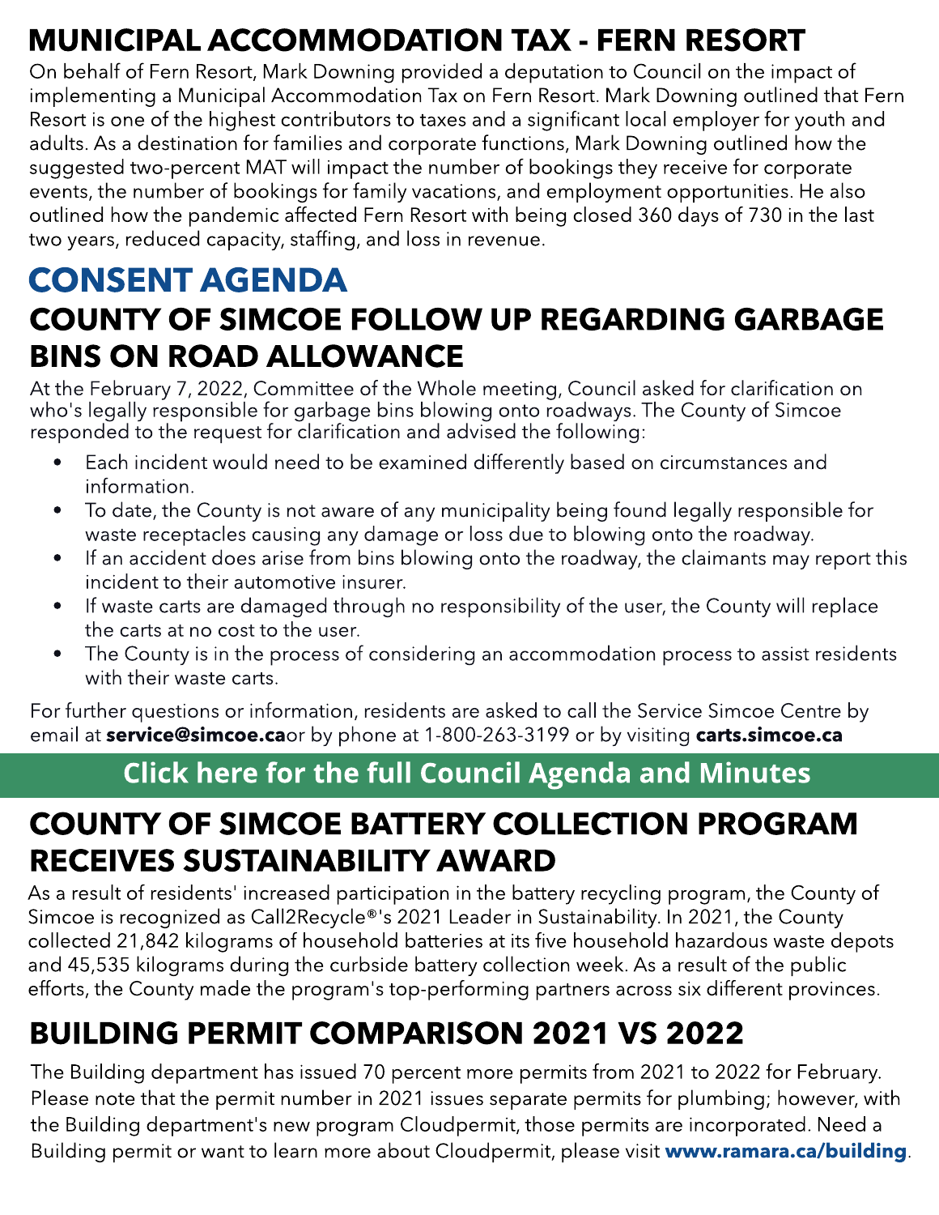## MUNICIPAL ACCOMMODATION TAX - FERN RESORT

On behalf of Fern Resort, Mark Downing provided a deputation to Council on the impact of implementing a Municipal Accommodation Tax on Fern Resort. Mark Downing outlined that Fern Resort is one of the highest contributors to taxes and a significant local employer for youth and adults. As a destination for families and corporate functions, Mark Downing outlined how the suggested two-percent MAT will impact the number of bookings they receive for corporate events, the number of bookings for family vacations, and employment opportunities. He also outlined how the pandemic affected Fern Resort with being closed 360 days of 730 in the last two years, reduced capacity, staffing, and loss in revenue.

# CONSENT AGENDA

## COUNTY OF SIMCOE FOLLOW UP REGARDING GARBAGE BINS ON ROAD ALLOWANCE

At the February 7, 2022, Committee of the Whole meeting, Council asked for clarification on who's legally responsible for garbage bins blowing onto roadways. The County of Simcoe responded to the request for clarification and advised the following:

- Each incident would need to be examined differently based on circumstances and information.
- To date, the County is not aware of any municipality being found legally responsible for waste receptacles causing any damage or loss due to blowing onto the roadway.
- If an accident does arise from bins blowing onto the roadway, the claimants may report this incident to their automotive insurer.
- If waste carts are damaged through no responsibility of the user, the County will replace the carts at no cost to the user.
- The County is in the process of considering an accommodation process to assist residents with their waste carts.

For further questions or information, residents are asked to call the Service Simcoe Centre by email at **service@simcoe.ca**or by phone at 1-800-263-3199 or by visiting **carts.simcoe.ca**

**Click here for the full Council Agenda and Minutes**

## COUNTY OF SIMCOE BATTERY COLLECTION PROGRAM RECEIVES SUSTAINABILITY AWARD

As a result of residents' increased participation in the battery recycling program, the County of Simcoe is recognized as Call2Recycle®'s 2021 Leader in Sustainability. In 2021, the County collected 21,842 kilograms of household batteries at its five household hazardous waste depots and 45,535 kilograms during the curbside battery collection week. As a result of the public efforts, the County made the program's top-performing partners across six different provinces.

## BUILDING PERMIT COMPARISON 2021 VS 2022

The Building department has issued 70 percent more permits from 2021 to 2022 for February. Please note that the permit number in 2021 issues separate permits for plumbing; however, with the Building department's new program Cloudpermit, those permits are incorporated. Need a Building permit or want to learn more about Cloudpermit, please visit **www.ramara.ca/building**.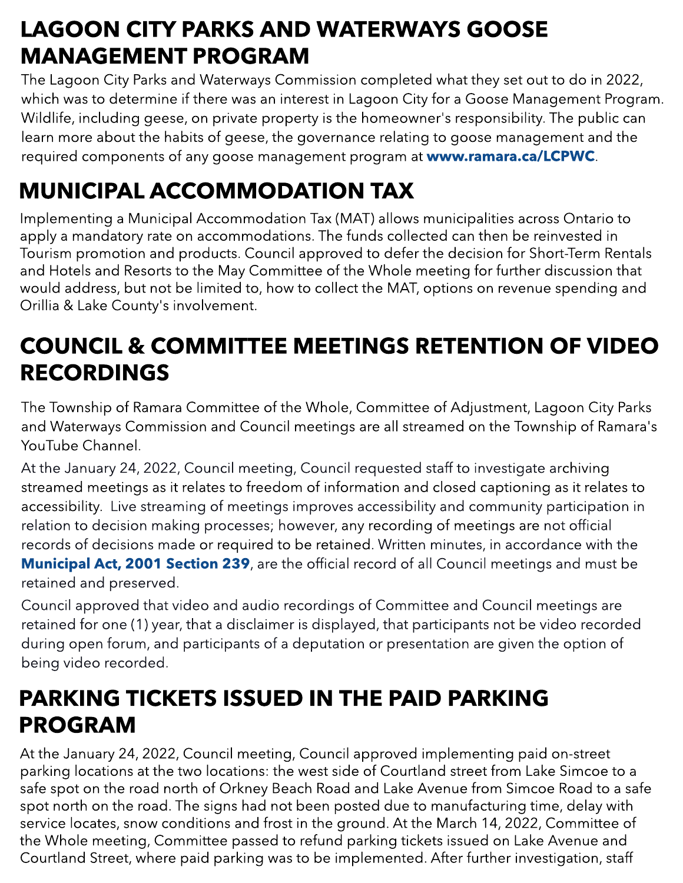## LAGOON CITY PARKS AND WATERWAYS GOOSE MANAGEMENT PROGRAM

The Lagoon City Parks and Waterways Commission completed what they set out to do in 2022, which was to determine if there was an interest in Lagoon City for a Goose Management Program. Wildlife, including geese, on private property is the homeowner's responsibility. The public can learn more about the habits of geese, the governance relating to goose management and the required components of any goose management program at **www.ramara.ca/LCPWC**.

## MUNICIPAL ACCOMMODATION TAX

Implementing a Municipal Accommodation Tax (MAT) allows municipalities across Ontario to apply a mandatory rate on accommodations. The funds collected can then be reinvested in Tourism promotion and products. Council approved to defer the decision for Short-Term Rentals and Hotels and Resorts to the May Committee of the Whole meeting for further discussion that would address, but not be limited to, how to collect the MAT, options on revenue spending and Orillia & Lake County's involvement.

## COUNCIL & COMMITTEE MEETINGS RETENTION OF VIDEO RECORDINGS

The Township of Ramara Committee of the Whole, Committee of Adjustment, Lagoon City Parks and Waterways Commission and Council meetings are all streamed on the Township of Ramara's YouTube Channel.

At the January 24, 2022, Council meeting, Council requested staff to investigate archiving streamed meetings as it relates to freedom of information and closed captioning as it relates to accessibility. Live streaming of meetings improves accessibility and community participation in relation to decision making processes; however, any recording of meetings are not official records of decisions made or required to be retained. Written minutes, in accordance with the **Municipal Act, 2001 Section 239**, are the official record of all Council meetings and must be retained and preserved.

Council approved that video and audio recordings of Committee and Council meetings are retained for one (1) year, that a disclaimer is displayed, that participants not be video recorded during open forum, and participants of a deputation or presentation are given the option of being video recorded.

## PARKING TICKETS ISSUED IN THE PAID PARKING PROGRAM

At the January 24, 2022, Council meeting, Council approved implementing paid on-street parking locations at the two locations: the west side of Courtland street from Lake Simcoe to a safe spot on the road north of Orkney Beach Road and Lake Avenue from Simcoe Road to a safe spot north on the road. The signs had not been posted due to manufacturing time, delay with service locates, snow conditions and frost in the ground. At the March 14, 2022, Committee of the Whole meeting, Committee passed to refund parking tickets issued on Lake Avenue and Courtland Street, where paid parking was to be implemented. After further investigation, staff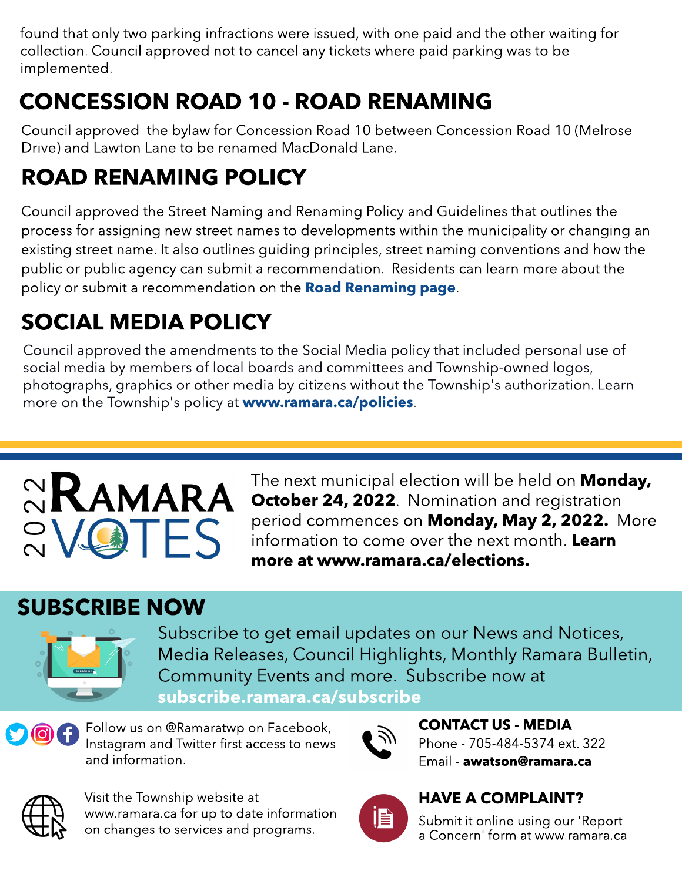found that only two parking infractions were issued, with one paid and the other waiting for collection. Council approved not to cancel any tickets where paid parking was to be implemented.

## CONCESSION ROAD 10 - ROAD RENAMING

Council approved the bylaw for Concession Road 10 between Concession Road 10 (Melrose Drive) and Lawton Lane to be renamed MacDonald Lane.

## ROAD RENAMING POLICY

Council approved the Street Naming and Renaming Policy and Guidelines that outlines the process for assigning new street names to developments within the municipality or changing an existing street name. It also outlines guiding principles, street naming conventions and how the public or public agency can submit a recommendation. Residents can learn more about the policy or submit a recommendation on the **Road Renaming page**.

## SOCIAL MEDIA POLICY

Council approved the amendments to the Social Media policy that included personal use of social media by members of local boards and committees and Township-owned logos, photographs, graphics or other media by citizens without the Township's authorization. Learn more on the Township's policy at **www.ramara.ca/policies**.

2022 RAMARA VOTES

The next municipal election will be held on **Monday, October 24, 2022**. Nomination and registration period commences on **Monday, May 2, 2022.** More information to come over the next month. **Learn more at www.ramara.ca/elections.**

## SUBSCRIBE NOW

Subscribe to get email updates on our News and Notices, Media Releases, Council Highlights, Monthly Ramara Bulletin, Community Events and more. Subscribe now at **subscribe.ramara.ca/subscribe**

Follow us on @Ramaratwp on Facebook, Instagram and Twitter first access to news and information.

**CONTACT US - MEDIA**
Phone - 705-484-5374 ext. 322
Email - **awatson@ramara.ca**

Visit the Township website at www.ramara.ca for up to date information on changes to services and programs.

**HAVE A COMPLAINT?**
Submit it online using our 'Report a Concern' form at www.ramara.ca